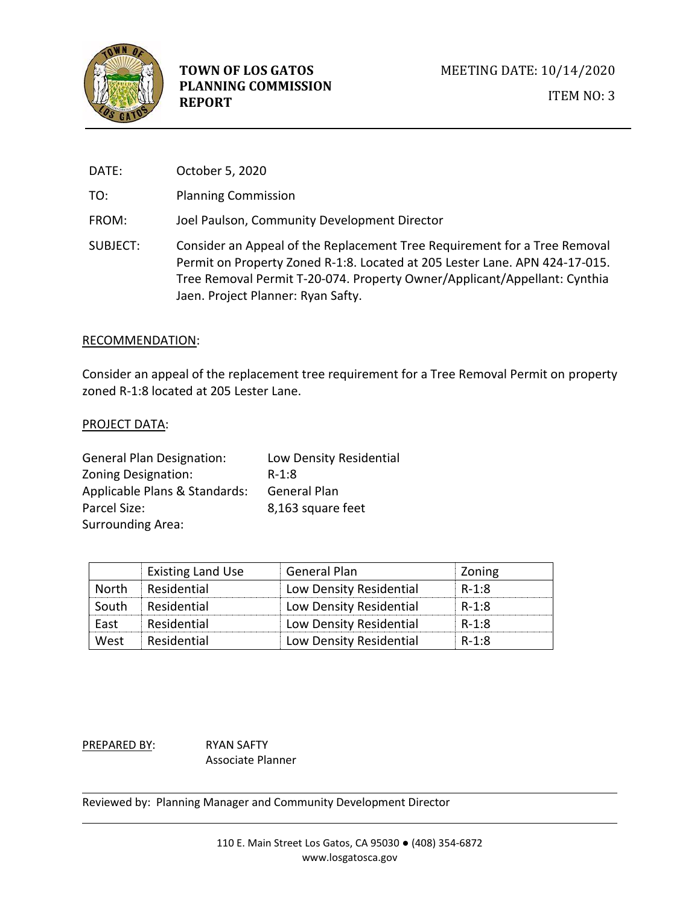# TOWN OF LOS GATOS PLANNING COMMISSION REPORT

MEETING DATE: 10/14/2020

ITEM NO: 3

DATE: October 5, 2020

TO: Planning Commission

FROM: Joel Paulson, Community Development Director

SUBJECT: Consider an Appeal of the Replacement Tree Requirement for a Tree Removal Permit on Property Zoned R-1:8. Located at 205 Lester Lane. APN 424-17-015. Tree Removal Permit T-20-074. Property Owner/Applicant/Appellant: Cynthia Jaen. Project Planner: Ryan Safty.

## RECOMMENDATION:

Consider an appeal of the replacement tree requirement for a Tree Removal Permit on property zoned R-1:8 located at 205 Lester Lane.

## PROJECT DATA:

General Plan Designation: Low Density Residential
Zoning Designation: R-1:8
Applicable Plans & Standards: General Plan
Parcel Size: 8,163 square feet
Surrounding Area:

| | Existing Land Use | General Plan | Zoning |
|---|---|---|---|
| North | Residential | Low Density Residential | R-1:8 |
| South | Residential | Low Density Residential | R-1:8 |
| East | Residential | Low Density Residential | R-1:8 |
| West | Residential | Low Density Residential | R-1:8 |

PREPARED BY: RYAN SAFTY
Associate Planner

Reviewed by: Planning Manager and Community Development Director

110 E. Main Street Los Gatos, CA 95030 ● (408) 354-6872
www.losgatosca.gov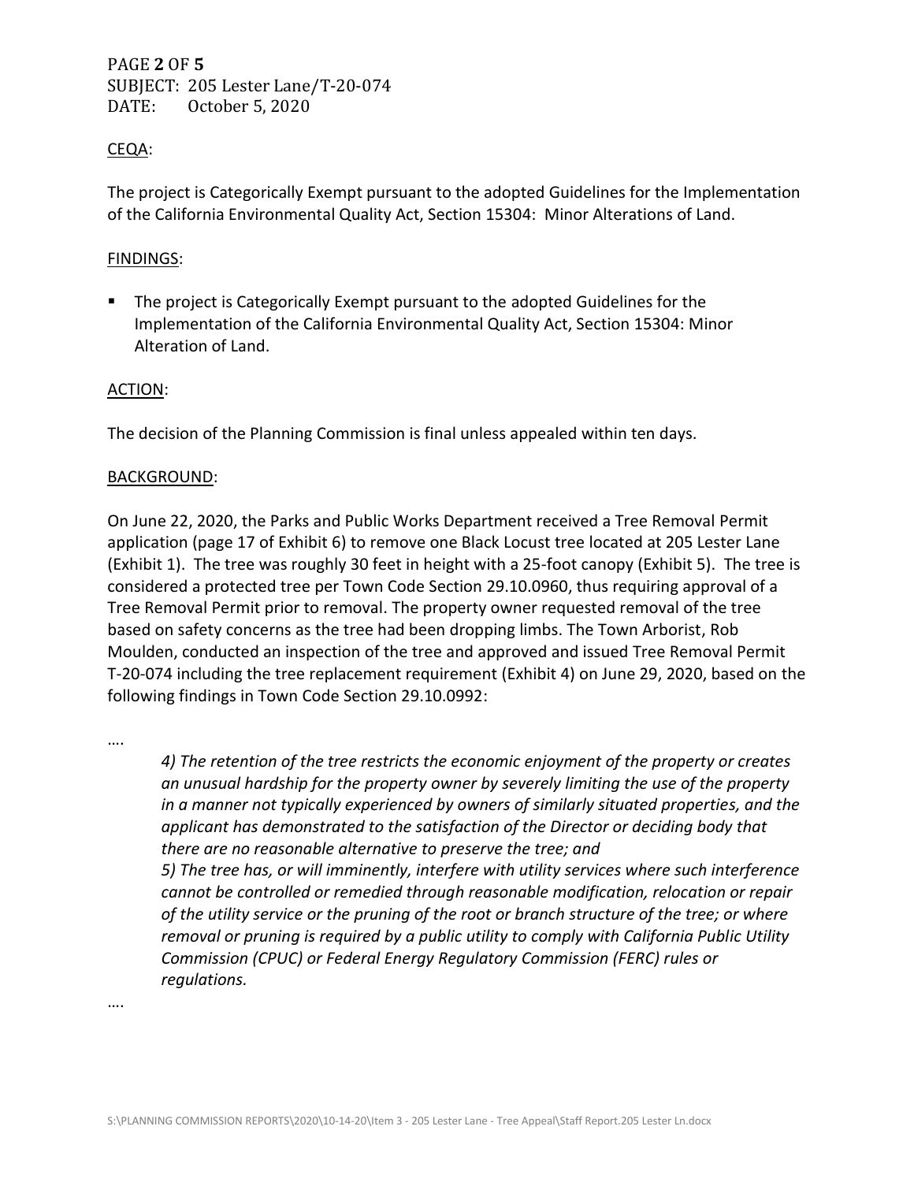CEQA:

The project is Categorically Exempt pursuant to the adopted Guidelines for the Implementation of the California Environmental Quality Act, Section 15304: Minor Alterations of Land.

FINDINGS:

- The project is Categorically Exempt pursuant to the adopted Guidelines for the Implementation of the California Environmental Quality Act, Section 15304: Minor Alteration of Land.

ACTION:

The decision of the Planning Commission is final unless appealed within ten days.

BACKGROUND:

On June 22, 2020, the Parks and Public Works Department received a Tree Removal Permit application (page 17 of Exhibit 6) to remove one Black Locust tree located at 205 Lester Lane (Exhibit 1). The tree was roughly 30 feet in height with a 25-foot canopy (Exhibit 5). The tree is considered a protected tree per Town Code Section 29.10.0960, thus requiring approval of a Tree Removal Permit prior to removal. The property owner requested removal of the tree based on safety concerns as the tree had been dropping limbs. The Town Arborist, Rob Moulden, conducted an inspection of the tree and approved and issued Tree Removal Permit T-20-074 including the tree replacement requirement (Exhibit 4) on June 29, 2020, based on the following findings in Town Code Section 29.10.0992:

….

> *4) The retention of the tree restricts the economic enjoyment of the property or creates an unusual hardship for the property owner by severely limiting the use of the property in a manner not typically experienced by owners of similarly situated properties, and the applicant has demonstrated to the satisfaction of the Director or deciding body that there are no reasonable alternative to preserve the tree; and*
>
> *5) The tree has, or will imminently, interfere with utility services where such interference cannot be controlled or remedied through reasonable modification, relocation or repair of the utility service or the pruning of the root or branch structure of the tree; or where removal or pruning is required by a public utility to comply with California Public Utility Commission (CPUC) or Federal Energy Regulatory Commission (FERC) rules or regulations.*

….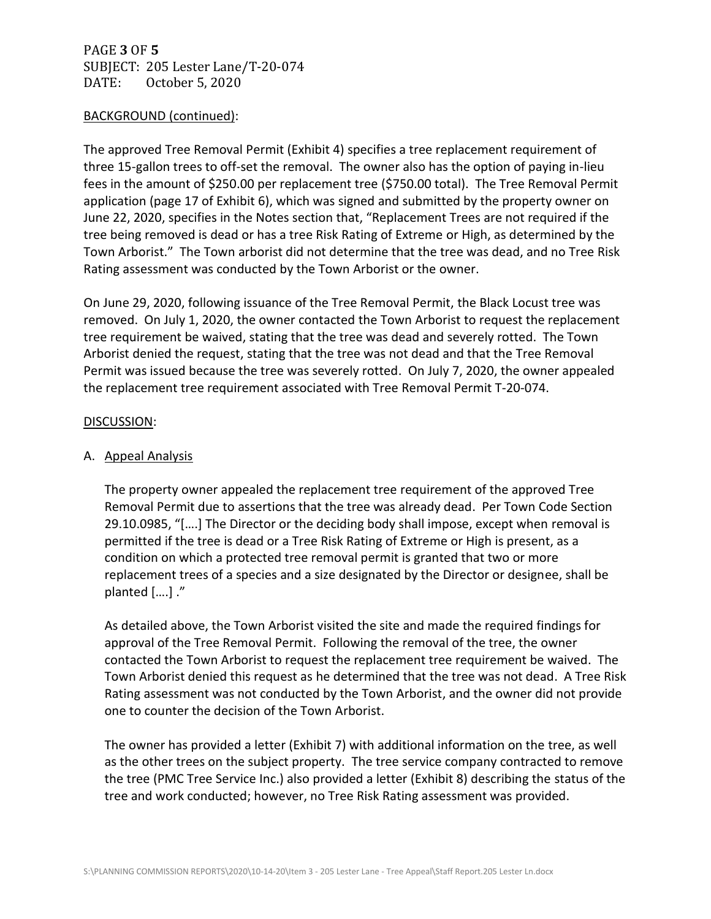BACKGROUND (continued):

The approved Tree Removal Permit (Exhibit 4) specifies a tree replacement requirement of three 15-gallon trees to off-set the removal. The owner also has the option of paying in-lieu fees in the amount of $250.00 per replacement tree ($750.00 total). The Tree Removal Permit application (page 17 of Exhibit 6), which was signed and submitted by the property owner on June 22, 2020, specifies in the Notes section that, "Replacement Trees are not required if the tree being removed is dead or has a tree Risk Rating of Extreme or High, as determined by the Town Arborist." The Town arborist did not determine that the tree was dead, and no Tree Risk Rating assessment was conducted by the Town Arborist or the owner.

On June 29, 2020, following issuance of the Tree Removal Permit, the Black Locust tree was removed. On July 1, 2020, the owner contacted the Town Arborist to request the replacement tree requirement be waived, stating that the tree was dead and severely rotted. The Town Arborist denied the request, stating that the tree was not dead and that the Tree Removal Permit was issued because the tree was severely rotted. On July 7, 2020, the owner appealed the replacement tree requirement associated with Tree Removal Permit T-20-074.

DISCUSSION:

A. Appeal Analysis

The property owner appealed the replacement tree requirement of the approved Tree Removal Permit due to assertions that the tree was already dead. Per Town Code Section 29.10.0985, "[….] The Director or the deciding body shall impose, except when removal is permitted if the tree is dead or a Tree Risk Rating of Extreme or High is present, as a condition on which a protected tree removal permit is granted that two or more replacement trees of a species and a size designated by the Director or designee, shall be planted [….] ."

As detailed above, the Town Arborist visited the site and made the required findings for approval of the Tree Removal Permit. Following the removal of the tree, the owner contacted the Town Arborist to request the replacement tree requirement be waived. The Town Arborist denied this request as he determined that the tree was not dead. A Tree Risk Rating assessment was not conducted by the Town Arborist, and the owner did not provide one to counter the decision of the Town Arborist.

The owner has provided a letter (Exhibit 7) with additional information on the tree, as well as the other trees on the subject property. The tree service company contracted to remove the tree (PMC Tree Service Inc.) also provided a letter (Exhibit 8) describing the status of the tree and work conducted; however, no Tree Risk Rating assessment was provided.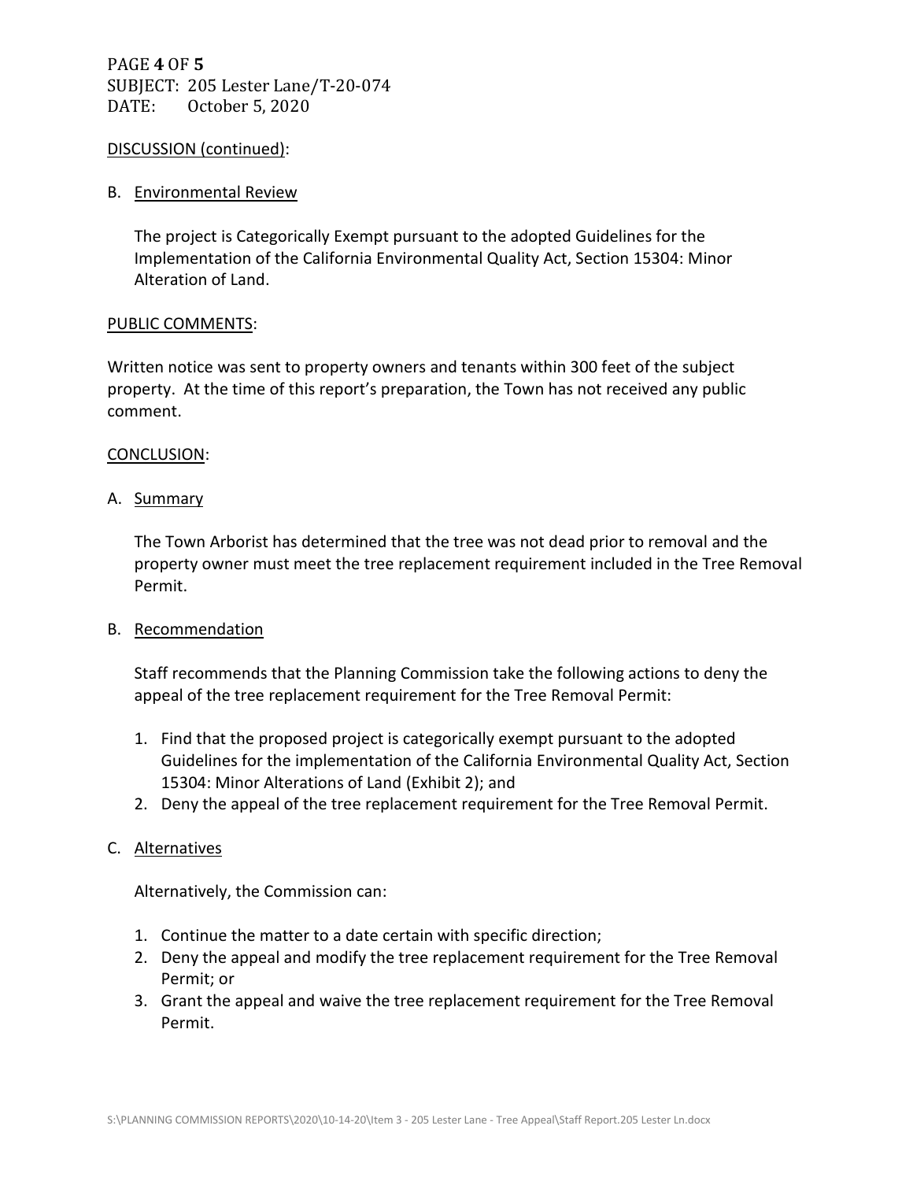PAGE **4** OF **5**
SUBJECT: 205 Lester Lane/T-20-074
DATE: October 5, 2020

DISCUSSION (continued):

B. Environmental Review

The project is Categorically Exempt pursuant to the adopted Guidelines for the Implementation of the California Environmental Quality Act, Section 15304: Minor Alteration of Land.

PUBLIC COMMENTS:

Written notice was sent to property owners and tenants within 300 feet of the subject property. At the time of this report's preparation, the Town has not received any public comment.

CONCLUSION:

A. Summary

The Town Arborist has determined that the tree was not dead prior to removal and the property owner must meet the tree replacement requirement included in the Tree Removal Permit.

B. Recommendation

Staff recommends that the Planning Commission take the following actions to deny the appeal of the tree replacement requirement for the Tree Removal Permit:

1. Find that the proposed project is categorically exempt pursuant to the adopted Guidelines for the implementation of the California Environmental Quality Act, Section 15304: Minor Alterations of Land (Exhibit 2); and
2. Deny the appeal of the tree replacement requirement for the Tree Removal Permit.

C. Alternatives

Alternatively, the Commission can:

1. Continue the matter to a date certain with specific direction;
2. Deny the appeal and modify the tree replacement requirement for the Tree Removal Permit; or
3. Grant the appeal and waive the tree replacement requirement for the Tree Removal Permit.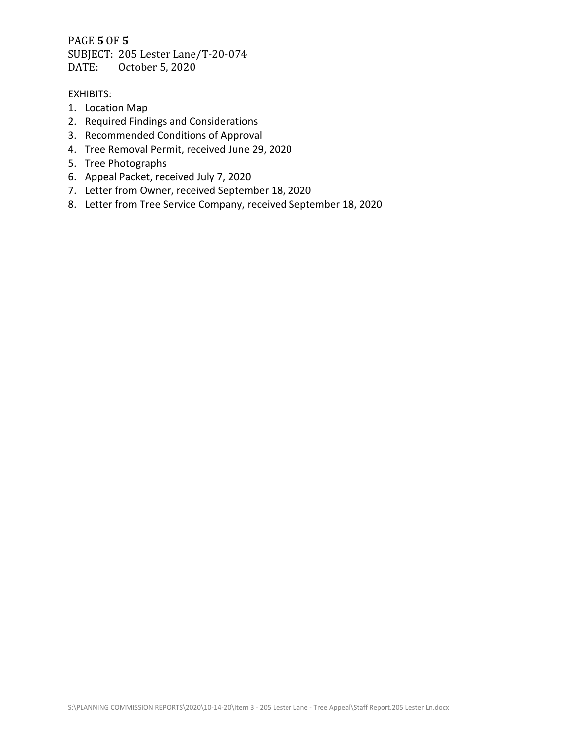SUBJECT: 205 Lester Lane/T-20-074
DATE: October 5, 2020

EXHIBITS:

1. Location Map
2. Required Findings and Considerations
3. Recommended Conditions of Approval
4. Tree Removal Permit, received June 29, 2020
5. Tree Photographs
6. Appeal Packet, received July 7, 2020
7. Letter from Owner, received September 18, 2020
8. Letter from Tree Service Company, received September 18, 2020